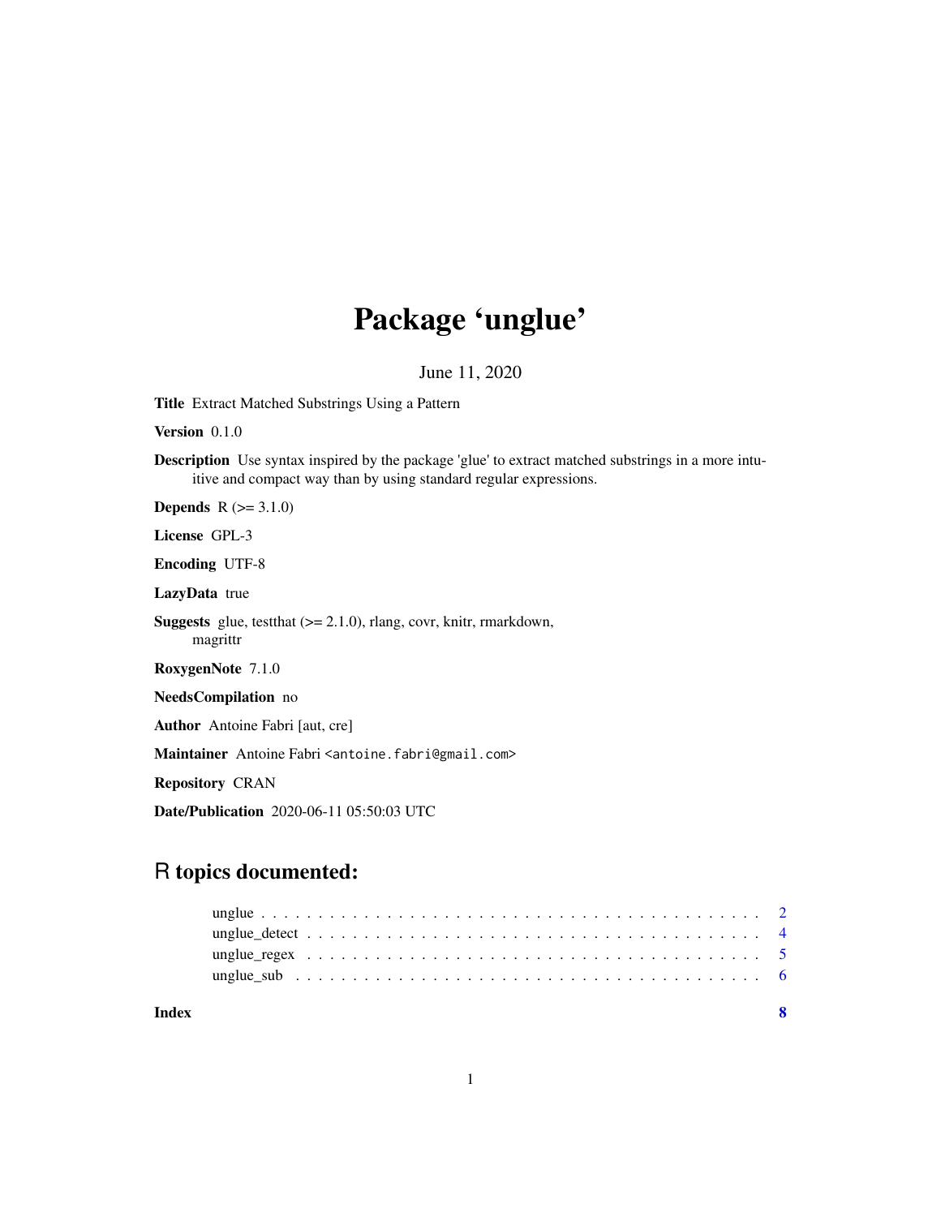# Package 'unglue'

June 11, 2020

**Title** Extract Matched Substrings Using a Pattern

**Version** 0.1.0

**Description** Use syntax inspired by the package 'glue' to extract matched substrings in a more intuitive and compact way than by using standard regular expressions.

**Depends** R (>= 3.1.0)

**License** GPL-3

**Encoding** UTF-8

**LazyData** true

**Suggests** glue, testthat (>= 2.1.0), rlang, covr, knitr, rmarkdown, magrittr

**RoxygenNote** 7.1.0

**NeedsCompilation** no

**Author** Antoine Fabri [aut, cre]

**Maintainer** Antoine Fabri <antoine.fabri@gmail.com>

**Repository** CRAN

**Date/Publication** 2020-06-11 05:50:03 UTC

## R topics documented:

| | |
|---|---|
| unglue | 2 |
| unglue_detect | 4 |
| unglue_regex | 5 |
| unglue_sub | 6 |
| **Index** | **8** |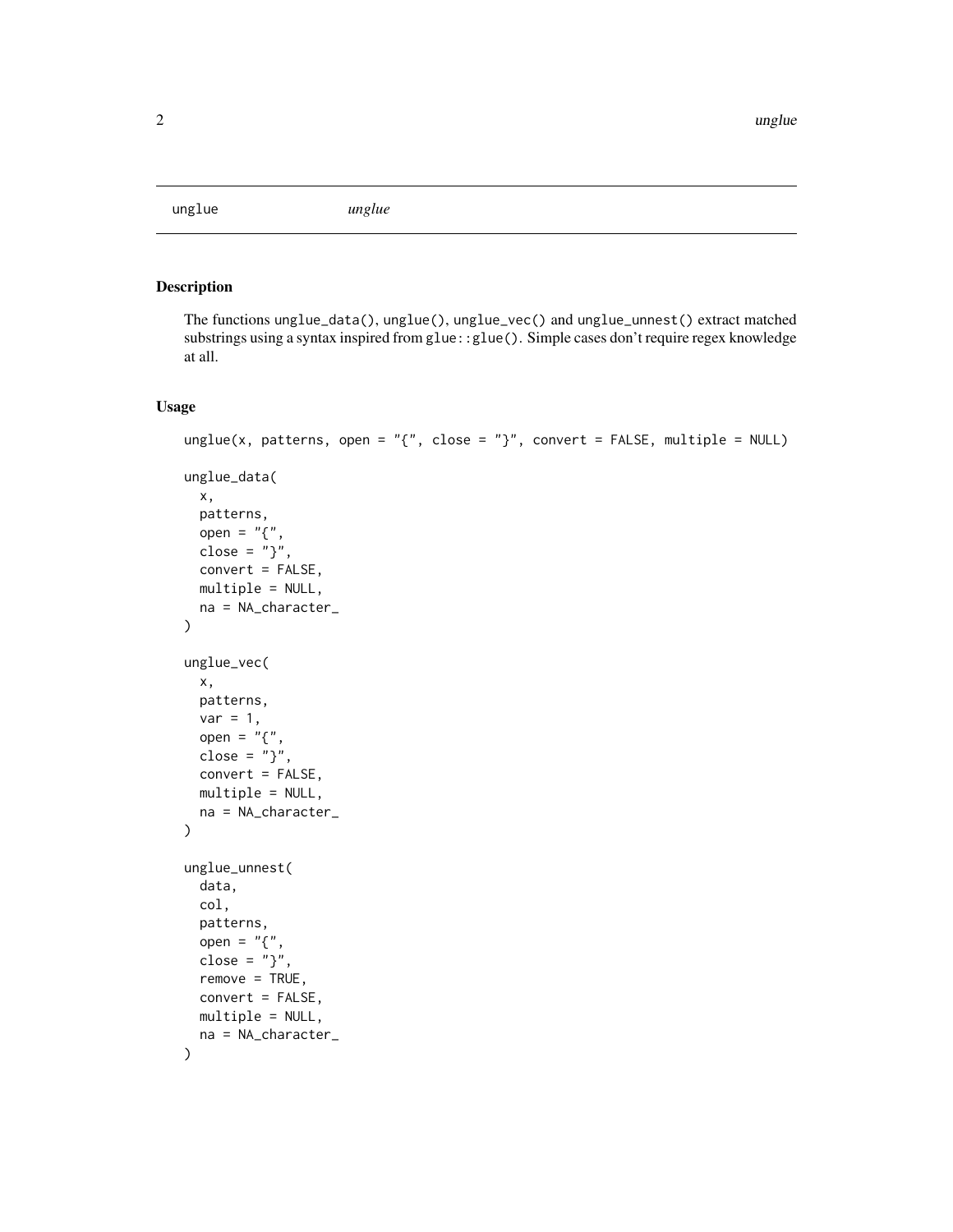unglue *unglue*

## Description

The functions `unglue_data()`, `unglue()`, `unglue_vec()` and `unglue_unnest()` extract matched substrings using a syntax inspired from `glue::glue()`. Simple cases don't require regex knowledge at all.

## Usage

```
unglue(x, patterns, open = "{", close = "}", convert = FALSE, multiple = NULL)

unglue_data(
  x,
  patterns,
  open = "{",
  close = "}",
  convert = FALSE,
  multiple = NULL,
  na = NA_character_
)

unglue_vec(
  x,
  patterns,
  var = 1,
  open = "{",
  close = "}",
  convert = FALSE,
  multiple = NULL,
  na = NA_character_
)

unglue_unnest(
  data,
  col,
  patterns,
  open = "{",
  close = "}",
  remove = TRUE,
  convert = FALSE,
  multiple = NULL,
  na = NA_character_
)
```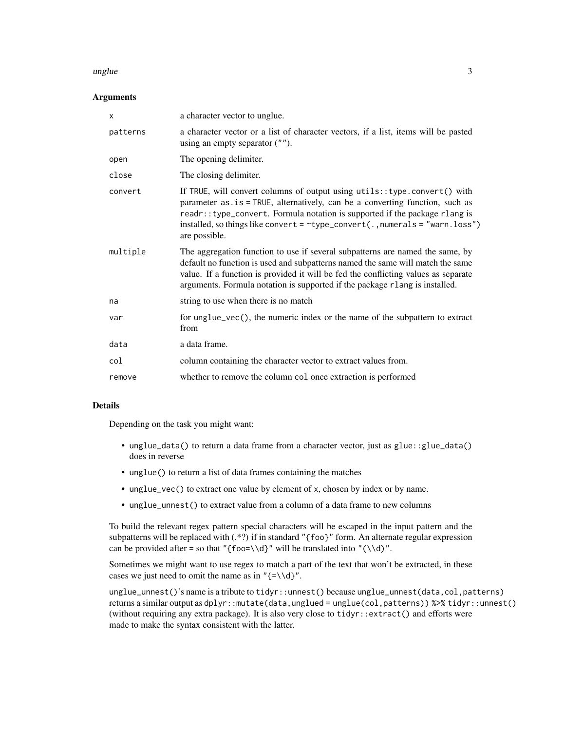### Arguments

| | |
|---|---|
| `x` | a character vector to unglue. |
| `patterns` | a character vector or a list of character vectors, if a list, items will be pasted using an empty separator (`""`). |
| `open` | The opening delimiter. |
| `close` | The closing delimiter. |
| `convert` | If `TRUE`, will convert columns of output using `utils::type.convert()` with parameter `as.is = TRUE`, alternatively, can be a converting function, such as `readr::type_convert`. Formula notation is supported if the package `rlang` is installed, so things like `convert = ~type_convert(.,numerals = "warn.loss")` are possible. |
| `multiple` | The aggregation function to use if several subpatterns are named the same, by default no function is used and subpatterns named the same will match the same value. If a function is provided it will be fed the conflicting values as separate arguments. Formula notation is supported if the package `rlang` is installed. |
| `na` | string to use when there is no match |
| `var` | for `unglue_vec()`, the numeric index or the name of the subpattern to extract from |
| `data` | a data frame. |
| `col` | column containing the character vector to extract values from. |
| `remove` | whether to remove the column `col` once extraction is performed |

### Details

Depending on the task you might want:

- `unglue_data()` to return a data frame from a character vector, just as `glue::glue_data()` does in reverse
- `unglue()` to return a list of data frames containing the matches
- `unglue_vec()` to extract one value by element of `x`, chosen by index or by name.
- `unglue_unnest()` to extract value from a column of a data frame to new columns

To build the relevant regex pattern special characters will be escaped in the input pattern and the subpatterns will be replaced with (.*?) if in standard `"{foo}"` form. An alternate regular expression can be provided after = so that `"{foo=\\d}"` will be translated into `"(\\d)"`.

Sometimes we might want to use regex to match a part of the text that won't be extracted, in these cases we just need to omit the name as in `"{=\\d}"`.

`unglue_unnest()`'s name is a tribute to `tidyr::unnest()` because `unglue_unnest(data,col,patterns)` returns a similar output as `dplyr::mutate(data,unglued = unglue(col,patterns)) %>% tidyr::unnest()` (without requiring any extra package). It is also very close to `tidyr::extract()` and efforts were made to make the syntax consistent with the latter.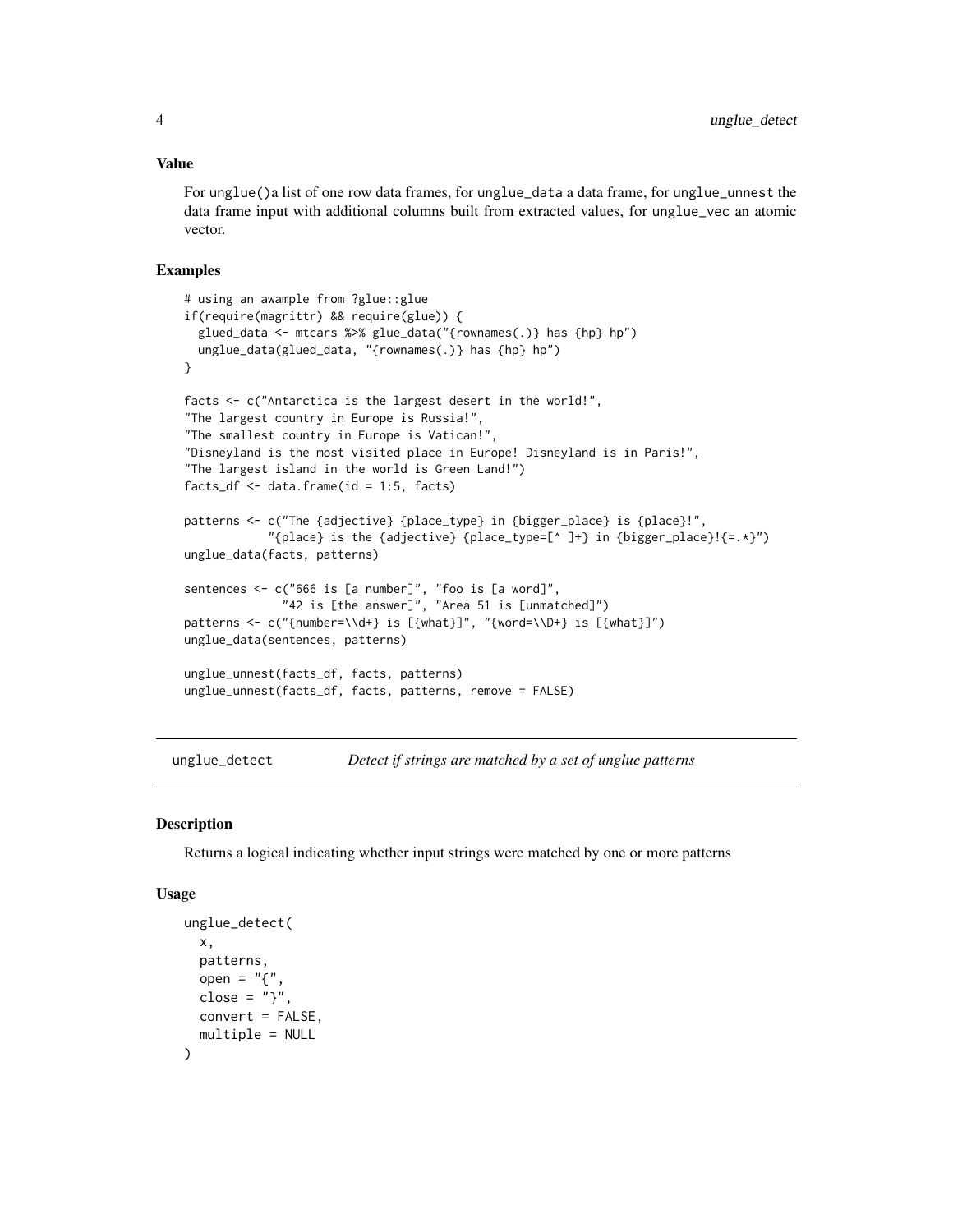### Value

For `unglue()`a list of one row data frames, for `unglue_data` a data frame, for `unglue_unnest` the data frame input with additional columns built from extracted values, for `unglue_vec` an atomic vector.

### Examples

```
# using an awample from ?glue::glue
if(require(magrittr) && require(glue)) {
  glued_data <- mtcars %>% glue_data("{rownames(.)} has {hp} hp")
  unglue_data(glued_data, "{rownames(.)} has {hp} hp")
}

facts <- c("Antarctica is the largest desert in the world!",
"The largest country in Europe is Russia!",
"The smallest country in Europe is Vatican!",
"Disneyland is the most visited place in Europe! Disneyland is in Paris!",
"The largest island in the world is Green Land!")
facts_df <- data.frame(id = 1:5, facts)

patterns <- c("The {adjective} {place_type} in {bigger_place} is {place}!",
            "{place} is the {adjective} {place_type=[^ ]+} in {bigger_place}!{=.*}")
unglue_data(facts, patterns)

sentences <- c("666 is [a number]", "foo is [a word]",
              "42 is [the answer]", "Area 51 is [unmatched]")
patterns <- c("{number=\\d+} is [{what}]", "{word=\\D+} is [{what}]")
unglue_data(sentences, patterns)

unglue_unnest(facts_df, facts, patterns)
unglue_unnest(facts_df, facts, patterns, remove = FALSE)
```

---

## unglue_detect *Detect if strings are matched by a set of unglue patterns*

### Description

Returns a logical indicating whether input strings were matched by one or more patterns

### Usage

```
unglue_detect(
  x,
  patterns,
  open = "{",
  close = "}",
  convert = FALSE,
  multiple = NULL
)
```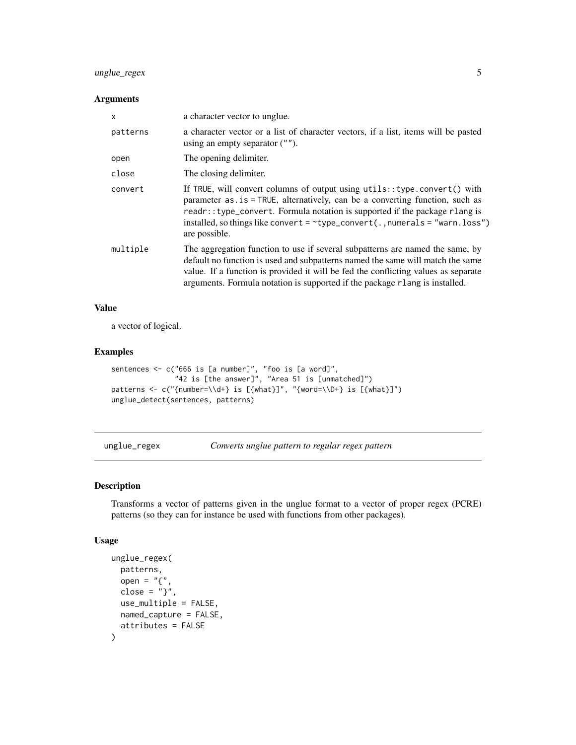### Arguments

| | |
|---|---|
| x | a character vector to unglue. |
| patterns | a character vector or a list of character vectors, if a list, items will be pasted using an empty separator (""). |
| open | The opening delimiter. |
| close | The closing delimiter. |
| convert | If TRUE, will convert columns of output using utils::type.convert() with parameter as.is = TRUE, alternatively, can be a converting function, such as readr::type_convert. Formula notation is supported if the package rlang is installed, so things like convert = ~type_convert(.,numerals = "warn.loss") are possible. |
| multiple | The aggregation function to use if several subpatterns are named the same, by default no function is used and subpatterns named the same will match the same value. If a function is provided it will be fed the conflicting values as separate arguments. Formula notation is supported if the package rlang is installed. |

### Value

a vector of logical.

### Examples

```
sentences <- c("666 is [a number]", "foo is [a word]",
               "42 is [the answer]", "Area 51 is [unmatched]")
patterns <- c("{number=\\d+} is [{what}]", "{word=\\D+} is [{what}]")
unglue_detect(sentences, patterns)
```

---

## unglue_regex    *Converts unglue pattern to regular regex pattern*

### Description

Transforms a vector of patterns given in the unglue format to a vector of proper regex (PCRE) patterns (so they can for instance be used with functions from other packages).

### Usage

```
unglue_regex(
  patterns,
  open = "{",
  close = "}",
  use_multiple = FALSE,
  named_capture = FALSE,
  attributes = FALSE
)
```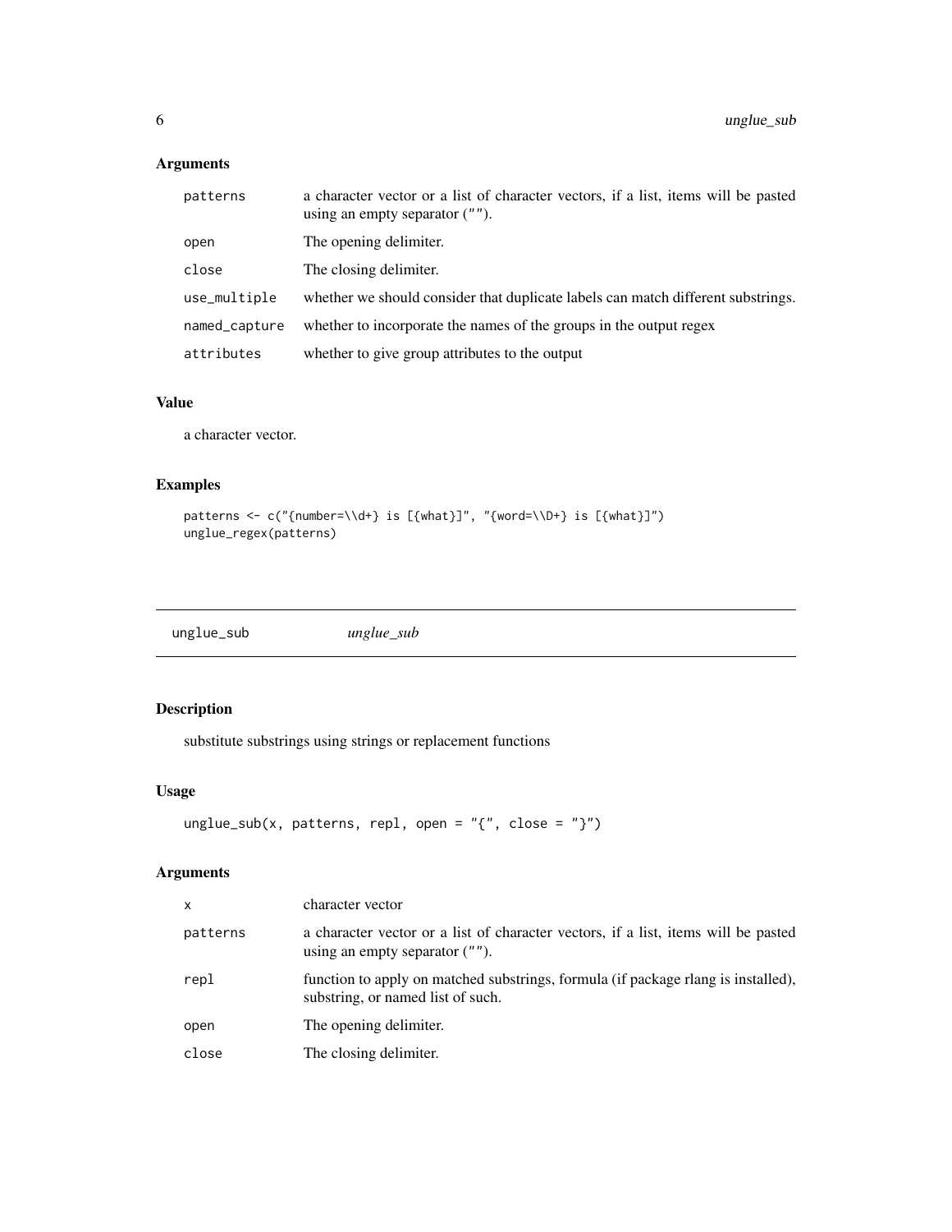### Arguments

| | |
|---|---|
| patterns | a character vector or a list of character vectors, if a list, items will be pasted using an empty separator (""). |
| open | The opening delimiter. |
| close | The closing delimiter. |
| use_multiple | whether we should consider that duplicate labels can match different substrings. |
| named_capture | whether to incorporate the names of the groups in the output regex |
| attributes | whether to give group attributes to the output |

### Value

a character vector.

### Examples

```
patterns <- c("{number=\\d+} is [{what}]", "{word=\\D+} is [{what}]")
unglue_regex(patterns)
```

## unglue_sub *unglue_sub*

### Description

substitute substrings using strings or replacement functions

### Usage

```
unglue_sub(x, patterns, repl, open = "{", close = "}")
```

### Arguments

| | |
|---|---|
| x | character vector |
| patterns | a character vector or a list of character vectors, if a list, items will be pasted using an empty separator (""). |
| repl | function to apply on matched substrings, formula (if package rlang is installed), substring, or named list of such. |
| open | The opening delimiter. |
| close | The closing delimiter. |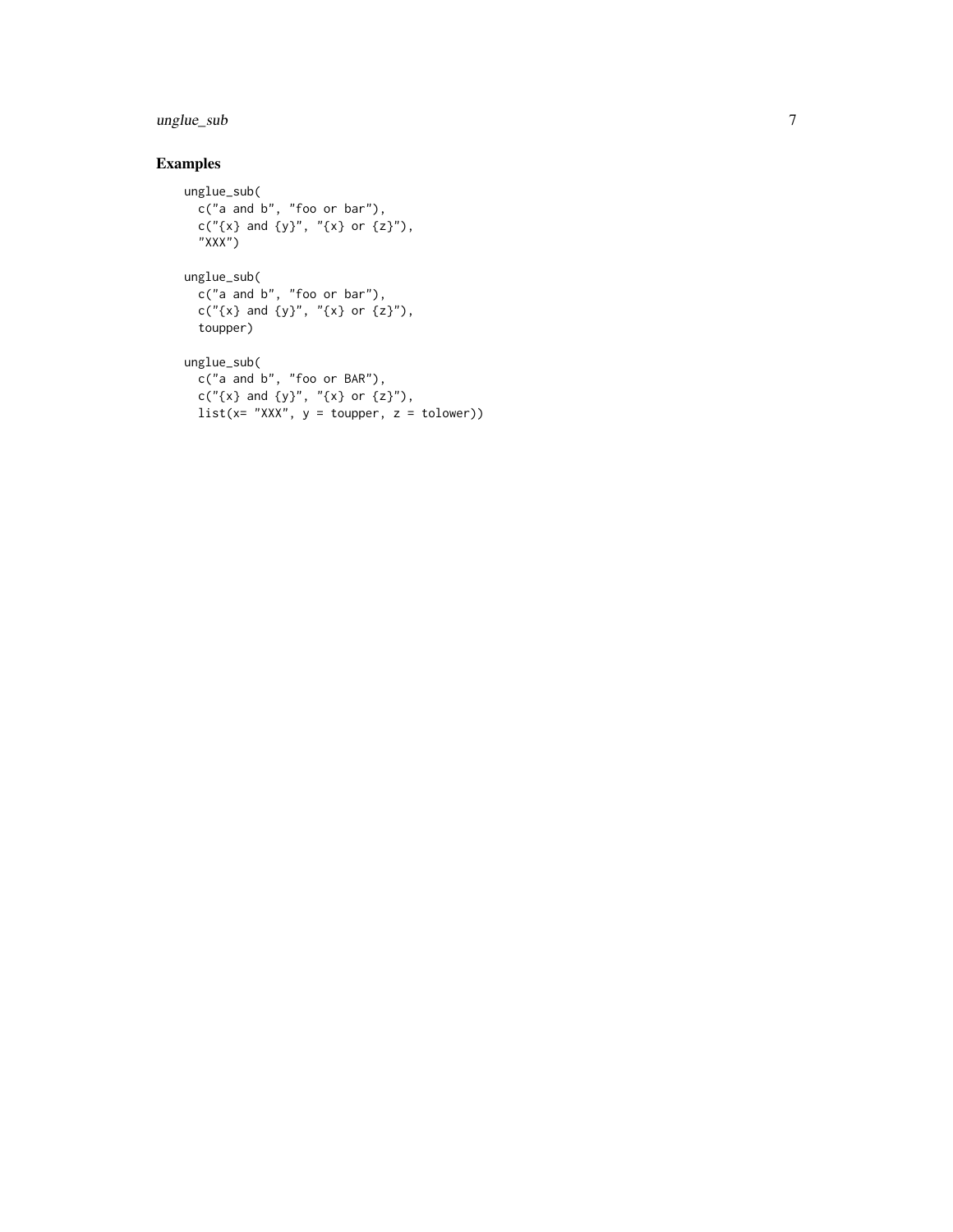## Examples

```
unglue_sub(
  c("a and b", "foo or bar"),
  c("{x} and {y}", "{x} or {z}"),
  "XXX")

unglue_sub(
  c("a and b", "foo or bar"),
  c("{x} and {y}", "{x} or {z}"),
  toupper)

unglue_sub(
  c("a and b", "foo or BAR"),
  c("{x} and {y}", "{x} or {z}"),
  list(x= "XXX", y = toupper, z = tolower))
```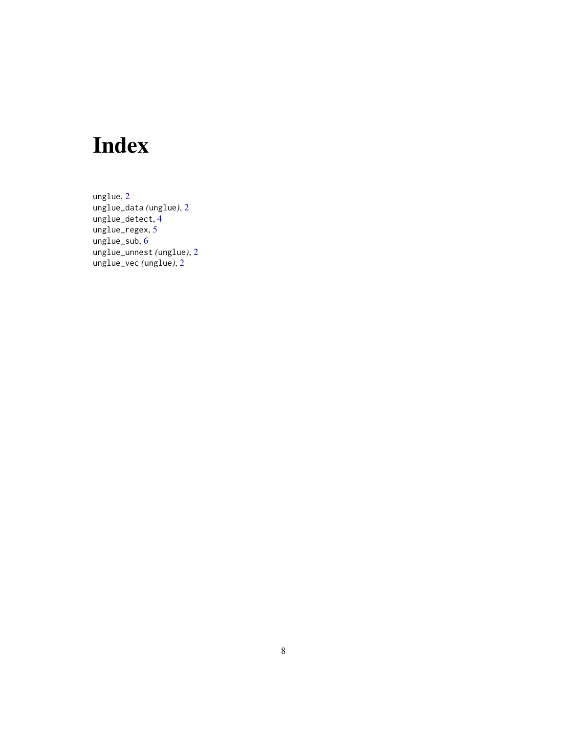# Index

unglue, 2
unglue_data (unglue), 2
unglue_detect, 4
unglue_regex, 5
unglue_sub, 6
unglue_unnest (unglue), 2
unglue_vec (unglue), 2